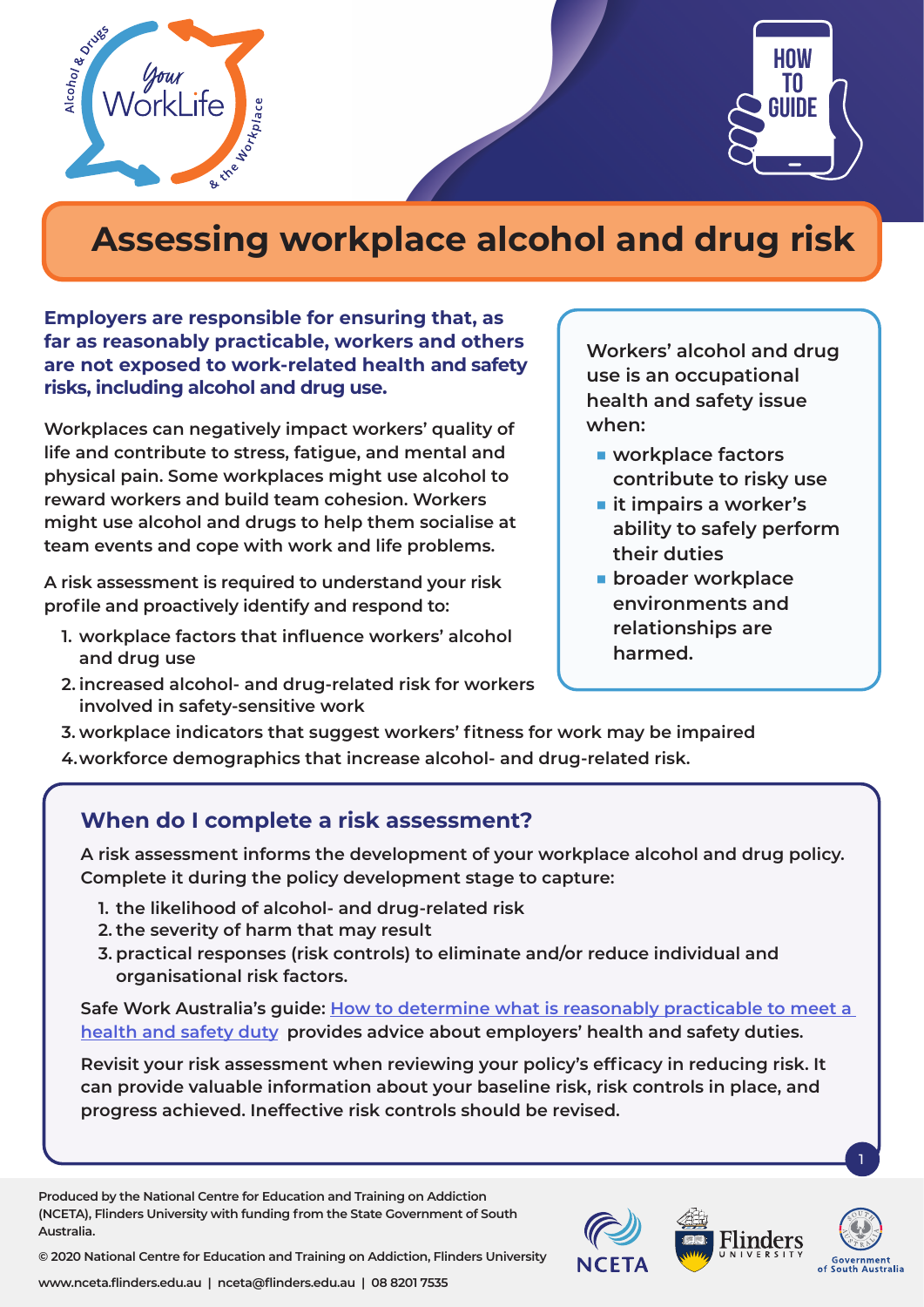# Assessing workplace alcohol and drug risk

**Employers are responsible for ensuring that, as far as reasonably practicable, workers and others are not exposed to work-related health and safety risks, including alcohol and drug use.**

Workplaces can negatively impact workers' quality of life and contribute to stress, fatigue, and mental and physical pain. Some workplaces might use alcohol to reward workers and build team cohesion. Workers might use alcohol and drugs to help them socialise at team events and cope with work and life problems.

A risk assessment is required to understand your risk profile and proactively identify and respond to:

1. workplace factors that influence workers' alcohol and drug use
2. increased alcohol- and drug-related risk for workers involved in safety-sensitive work
3. workplace indicators that suggest workers' fitness for work may be impaired
4. workforce demographics that increase alcohol- and drug-related risk.

Workers' alcohol and drug use is an occupational health and safety issue when:

- workplace factors contribute to risky use
- it impairs a worker's ability to safely perform their duties
- broader workplace environments and relationships are harmed.

## When do I complete a risk assessment?

A risk assessment informs the development of your workplace alcohol and drug policy. Complete it during the policy development stage to capture:

1. the likelihood of alcohol- and drug-related risk
2. the severity of harm that may result
3. practical responses (risk controls) to eliminate and/or reduce individual and organisational risk factors.

Safe Work Australia's guide: How to determine what is reasonably practicable to meet a health and safety duty provides advice about employers' health and safety duties.

Revisit your risk assessment when reviewing your policy's efficacy in reducing risk. It can provide valuable information about your baseline risk, risk controls in place, and progress achieved. Ineffective risk controls should be revised.

Produced by the National Centre for Education and Training on Addiction (NCETA), Flinders University with funding from the State Government of South Australia.

© 2020 National Centre for Education and Training on Addiction, Flinders University

www.nceta.flinders.edu.au | nceta@flinders.edu.au | 08 8201 7535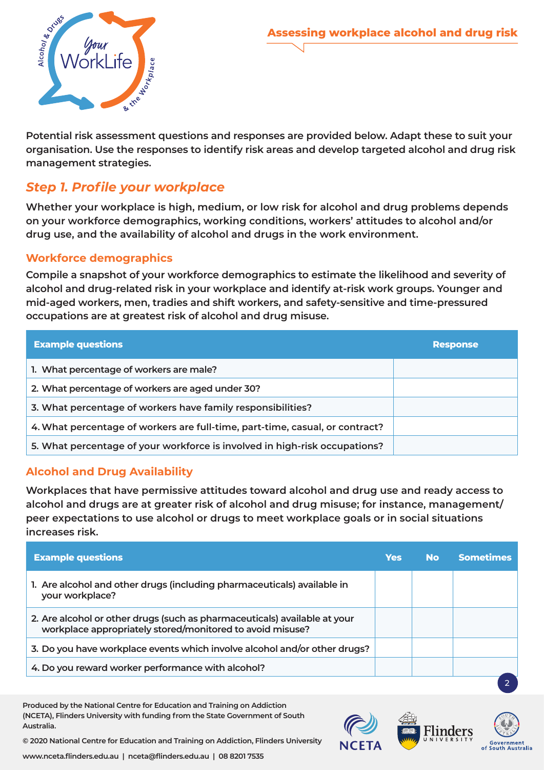## Assessing workplace alcohol and drug risk

**Potential risk assessment questions and responses are provided below. Adapt these to suit your organisation. Use the responses to identify risk areas and develop targeted alcohol and drug risk management strategies.**

## *Step 1. Profile your workplace*

**Whether your workplace is high, medium, or low risk for alcohol and drug problems depends on your workforce demographics, working conditions, workers' attitudes to alcohol and/or drug use, and the availability of alcohol and drugs in the work environment.**

### Workforce demographics

**Compile a snapshot of your workforce demographics to estimate the likelihood and severity of alcohol and drug-related risk in your workplace and identify at-risk work groups. Younger and mid-aged workers, men, tradies and shift workers, and safety-sensitive and time-pressured occupations are at greatest risk of alcohol and drug misuse.**

| Example questions | Response |
|---|---|
| 1. What percentage of workers are male? | |
| 2. What percentage of workers are aged under 30? | |
| 3. What percentage of workers have family responsibilities? | |
| 4. What percentage of workers are full-time, part-time, casual, or contract? | |
| 5. What percentage of your workforce is involved in high-risk occupations? | |

### Alcohol and Drug Availability

**Workplaces that have permissive attitudes toward alcohol and drug use and ready access to alcohol and drugs are at greater risk of alcohol and drug misuse; for instance, management/peer expectations to use alcohol or drugs to meet workplace goals or in social situations increases risk.**

| Example questions | Yes | No | Sometimes |
|---|---|---|---|
| 1. Are alcohol and other drugs (including pharmaceuticals) available in your workplace? | | | |
| 2. Are alcohol or other drugs (such as pharmaceuticals) available at your workplace appropriately stored/monitored to avoid misuse? | | | |
| 3. Do you have workplace events which involve alcohol and/or other drugs? | | | |
| 4. Do you reward worker performance with alcohol? | | | |

Produced by the National Centre for Education and Training on Addiction (NCETA), Flinders University with funding from the State Government of South Australia.

© 2020 National Centre for Education and Training on Addiction, Flinders University

www.nceta.flinders.edu.au | nceta@flinders.edu.au | 08 8201 7535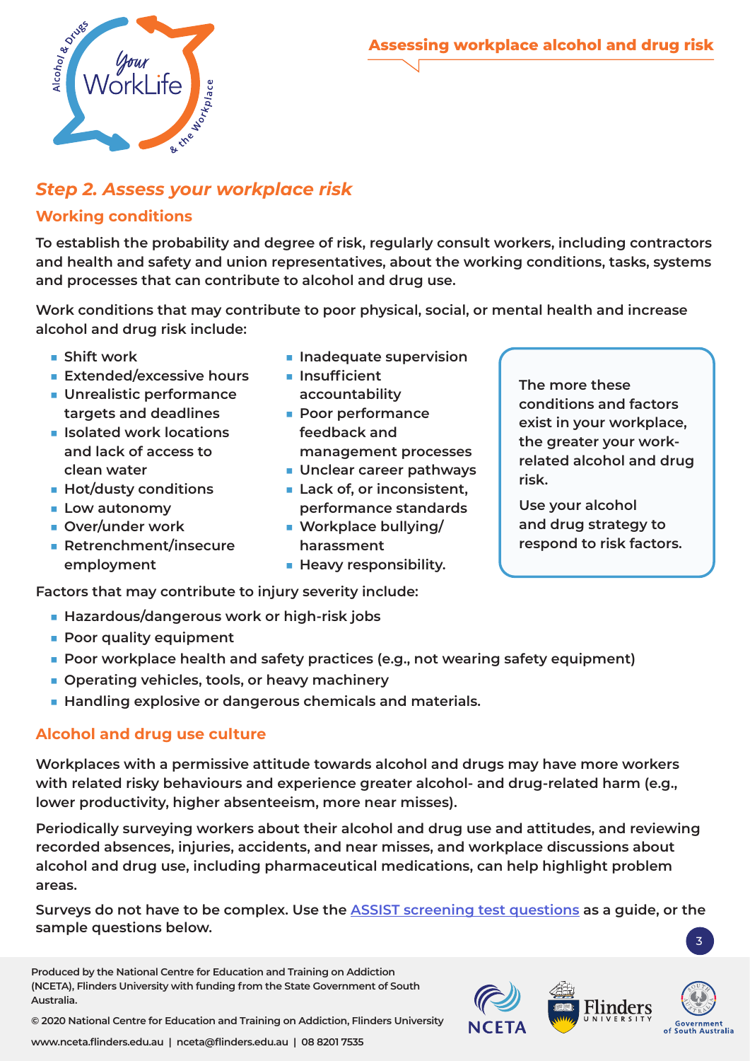## Step 2. Assess your workplace risk

### Working conditions

To establish the probability and degree of risk, regularly consult workers, including contractors and health and safety and union representatives, about the working conditions, tasks, systems and processes that can contribute to alcohol and drug use.

Work conditions that may contribute to poor physical, social, or mental health and increase alcohol and drug risk include:

- Shift work
- Extended/excessive hours
- Unrealistic performance targets and deadlines
- Isolated work locations and lack of access to clean water
- Hot/dusty conditions
- Low autonomy
- Over/under work
- Retrenchment/insecure employment
- Inadequate supervision
- Insufficient accountability
- Poor performance feedback and management processes
- Unclear career pathways
- Lack of, or inconsistent, performance standards
- Workplace bullying/harassment
- Heavy responsibility.

> The more these conditions and factors exist in your workplace, the greater your work-related alcohol and drug risk.
>
> Use your alcohol and drug strategy to respond to risk factors.

Factors that may contribute to injury severity include:

- Hazardous/dangerous work or high-risk jobs
- Poor quality equipment
- Poor workplace health and safety practices (e.g., not wearing safety equipment)
- Operating vehicles, tools, or heavy machinery
- Handling explosive or dangerous chemicals and materials.

### Alcohol and drug use culture

Workplaces with a permissive attitude towards alcohol and drugs may have more workers with related risky behaviours and experience greater alcohol- and drug-related harm (e.g., lower productivity, higher absenteeism, more near misses).

Periodically surveying workers about their alcohol and drug use and attitudes, and reviewing recorded absences, injuries, accidents, and near misses, and workplace discussions about alcohol and drug use, including pharmaceutical medications, can help highlight problem areas.

Surveys do not have to be complex. Use the ASSIST screening test questions as a guide, or the sample questions below.

Produced by the National Centre for Education and Training on Addiction (NCETA), Flinders University with funding from the State Government of South Australia.

© 2020 National Centre for Education and Training on Addiction, Flinders University

www.nceta.flinders.edu.au | nceta@flinders.edu.au | 08 8201 7535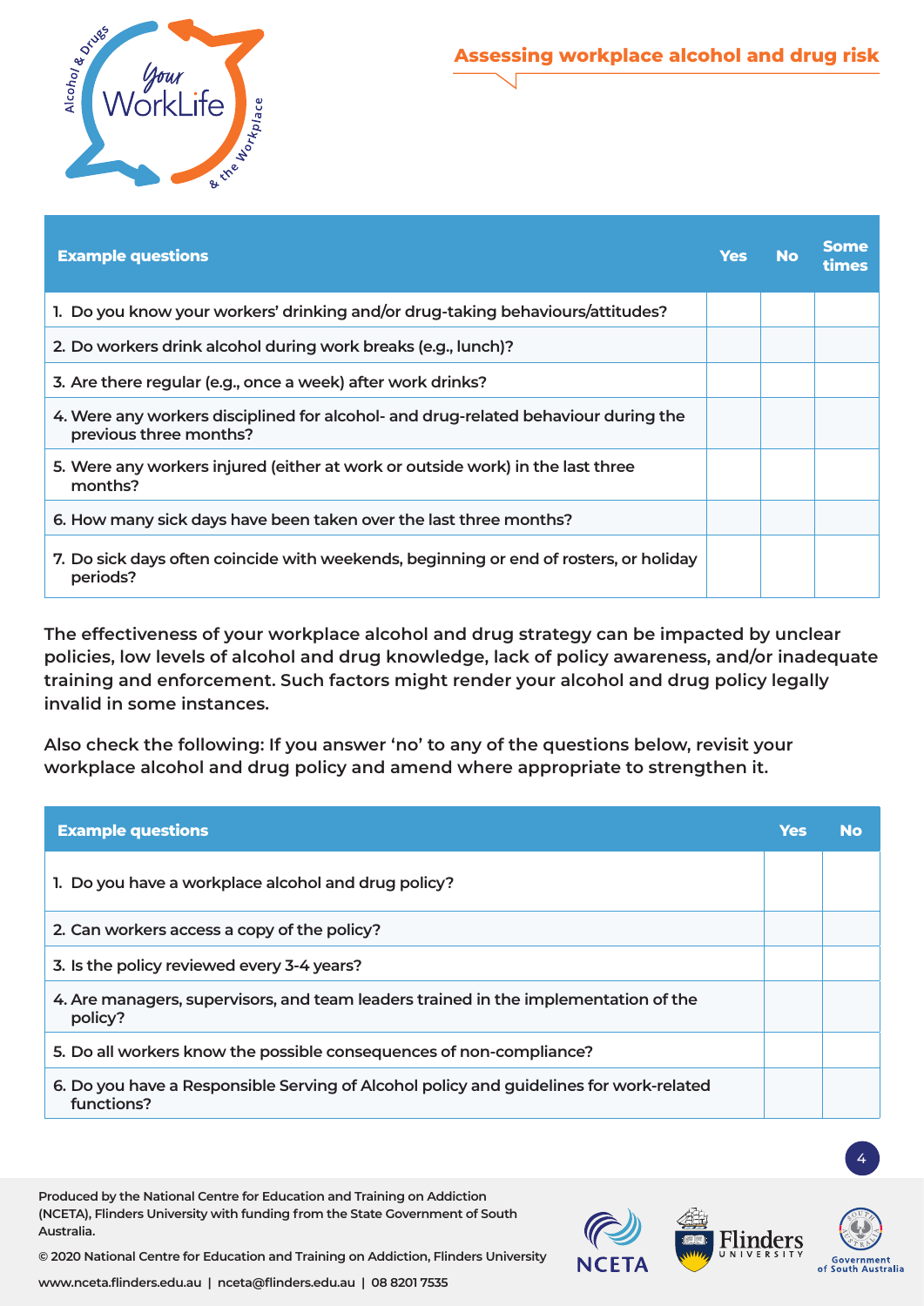## Assessing workplace alcohol and drug risk

| Example questions | Yes | No | Some times |
|---|---|---|---|
| 1. Do you know your workers' drinking and/or drug-taking behaviours/attitudes? | | | |
| 2. Do workers drink alcohol during work breaks (e.g., lunch)? | | | |
| 3. Are there regular (e.g., once a week) after work drinks? | | | |
| 4. Were any workers disciplined for alcohol- and drug-related behaviour during the previous three months? | | | |
| 5. Were any workers injured (either at work or outside work) in the last three months? | | | |
| 6. How many sick days have been taken over the last three months? | | | |
| 7. Do sick days often coincide with weekends, beginning or end of rosters, or holiday periods? | | | |

**The effectiveness of your workplace alcohol and drug strategy can be impacted by unclear policies, low levels of alcohol and drug knowledge, lack of policy awareness, and/or inadequate training and enforcement. Such factors might render your alcohol and drug policy legally invalid in some instances.**

**Also check the following: If you answer 'no' to any of the questions below, revisit your workplace alcohol and drug policy and amend where appropriate to strengthen it.**

| Example questions | Yes | No |
|---|---|---|
| 1. Do you have a workplace alcohol and drug policy? | | |
| 2. Can workers access a copy of the policy? | | |
| 3. Is the policy reviewed every 3-4 years? | | |
| 4. Are managers, supervisors, and team leaders trained in the implementation of the policy? | | |
| 5. Do all workers know the possible consequences of non-compliance? | | |
| 6. Do you have a Responsible Serving of Alcohol policy and guidelines for work-related functions? | | |

Produced by the National Centre for Education and Training on Addiction (NCETA), Flinders University with funding from the State Government of South Australia.

© 2020 National Centre for Education and Training on Addiction, Flinders University

www.nceta.flinders.edu.au | nceta@flinders.edu.au | 08 8201 7535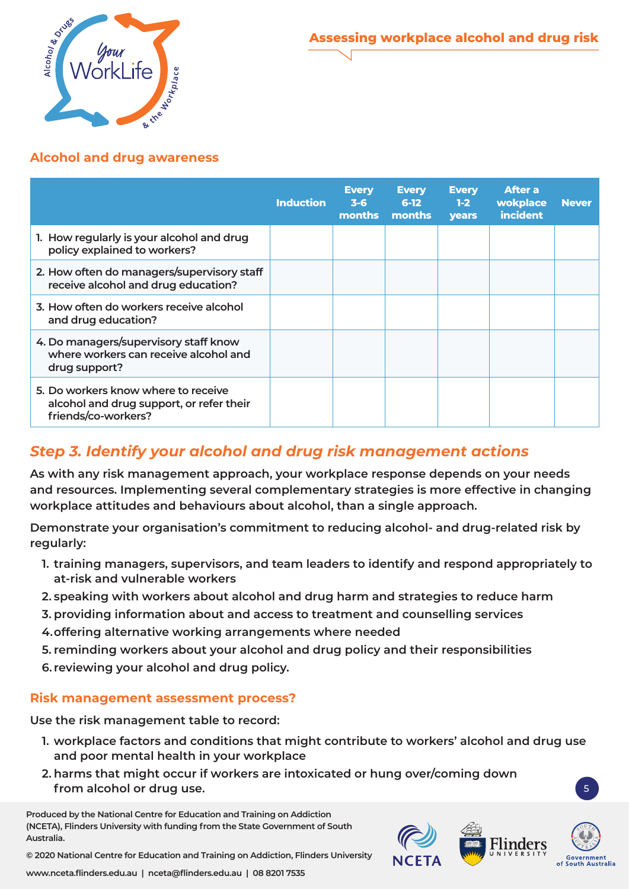## Alcohol and drug awareness

| | Induction | Every 3-6 months | Every 6-12 months | Every 1-2 years | After a wokplace incident | Never |
|---|---|---|---|---|---|---|
| 1. How regularly is your alcohol and drug policy explained to workers? | | | | | | |
| 2. How often do managers/supervisory staff receive alcohol and drug education? | | | | | | |
| 3. How often do workers receive alcohol and drug education? | | | | | | |
| 4. Do managers/supervisory staff know where workers can receive alcohol and drug support? | | | | | | |
| 5. Do workers know where to receive alcohol and drug support, or refer their friends/co-workers? | | | | | | |

## *Step 3. Identify your alcohol and drug risk management actions*

As with any risk management approach, your workplace response depends on your needs and resources. Implementing several complementary strategies is more effective in changing workplace attitudes and behaviours about alcohol, than a single approach.

Demonstrate your organisation's commitment to reducing alcohol- and drug-related risk by regularly:

1. training managers, supervisors, and team leaders to identify and respond appropriately to at-risk and vulnerable workers
2. speaking with workers about alcohol and drug harm and strategies to reduce harm
3. providing information about and access to treatment and counselling services
4. offering alternative working arrangements where needed
5. reminding workers about your alcohol and drug policy and their responsibilities
6. reviewing your alcohol and drug policy.

### Risk management assessment process?

Use the risk management table to record:

1. workplace factors and conditions that might contribute to workers' alcohol and drug use and poor mental health in your workplace
2. harms that might occur if workers are intoxicated or hung over/coming down from alcohol or drug use.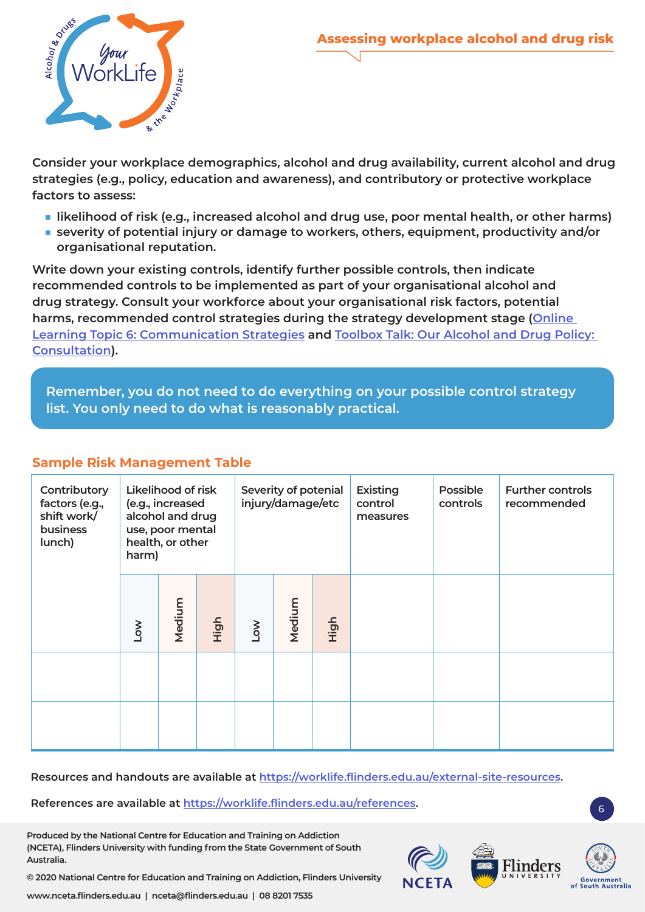## Assessing workplace alcohol and drug risk

**Consider your workplace demographics, alcohol and drug availability, current alcohol and drug strategies (e.g., policy, education and awareness), and contributory or protective workplace factors to assess:**

- **likelihood of risk (e.g., increased alcohol and drug use, poor mental health, or other harms)**
- **severity of potential injury or damage to workers, others, equipment, productivity and/or organisational reputation.**

**Write down your existing controls, identify further possible controls, then indicate recommended controls to be implemented as part of your organisational alcohol and drug strategy. Consult your workforce about your organisational risk factors, potential harms, recommended control strategies during the strategy development stage ([Online Learning Topic 6: Communication Strategies]() and [Toolbox Talk: Our Alcohol and Drug Policy: Consultation]()).**

> **Remember, you do not need to do everything on your possible control strategy list. You only need to do what is reasonably practical.**

### Sample Risk Management Table

| Contributory factors (e.g., shift work/ business lunch) | Likelihood of risk (e.g., increased alcohol and drug use, poor mental health, or other harm) | | | Severity of potenial injury/damage/etc | | | Existing control measures | Possible controls | Further controls recommended |
|---|---|---|---|---|---|---|---|---|---|
| | Low | Medium | High | Low | Medium | High | | | |
| | | | | | | | | | |
| | | | | | | | | | |

Resources and handouts are available at [https://worklife.flinders.edu.au/external-site-resources](https://worklife.flinders.edu.au/external-site-resources).

References are available at [https://worklife.flinders.edu.au/references](https://worklife.flinders.edu.au/references).

Produced by the National Centre for Education and Training on Addiction (NCETA), Flinders University with funding from the State Government of South Australia.

© 2020 National Centre for Education and Training on Addiction, Flinders University

www.nceta.flinders.edu.au | nceta@flinders.edu.au | 08 8201 7535